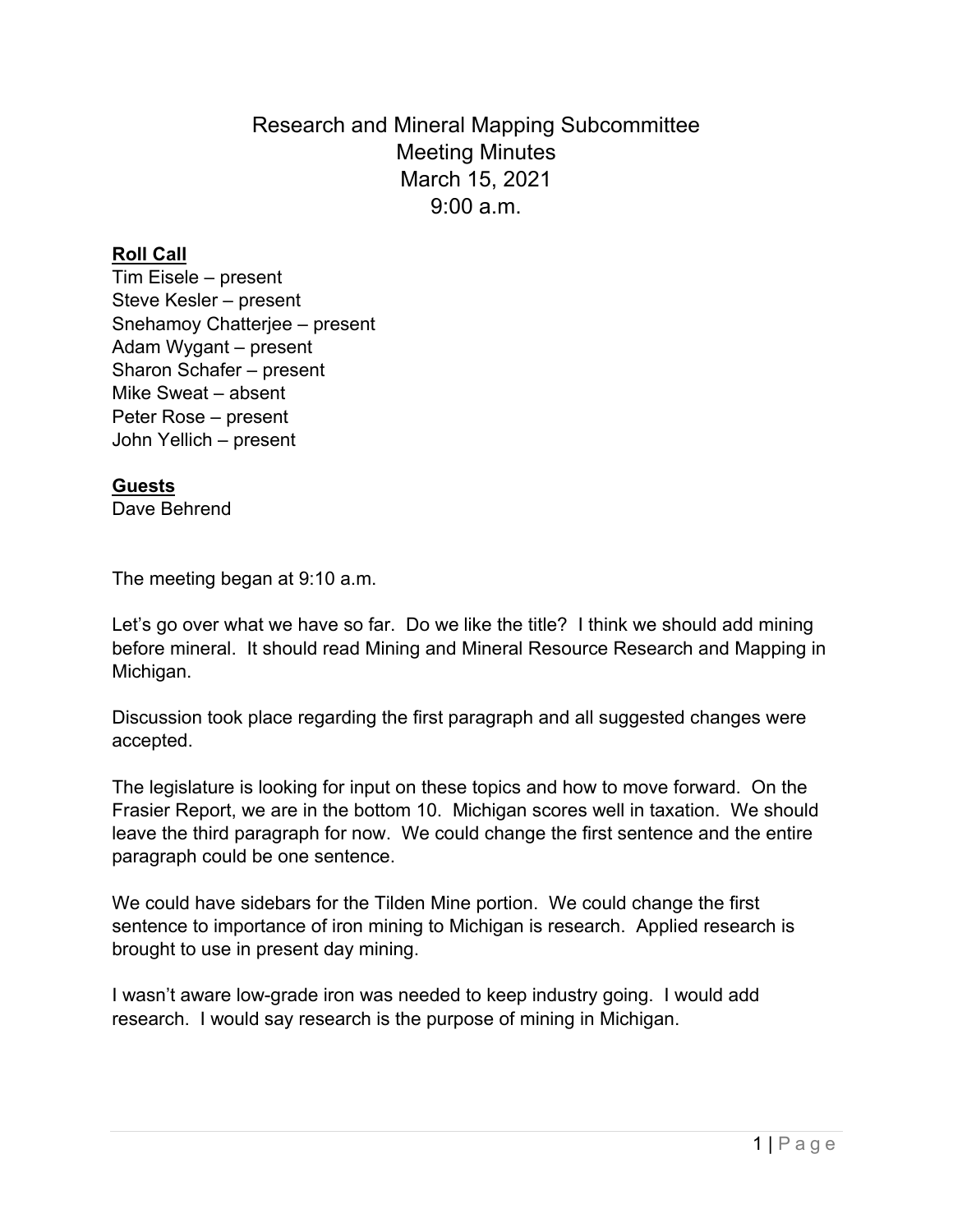# Research and Mineral Mapping Subcommittee
## Meeting Minutes
## March 15, 2021
## 9:00 a.m.

**Roll Call**
Tim Eisele – present
Steve Kesler – present
Snehamoy Chatterjee – present
Adam Wygant – present
Sharon Schafer – present
Mike Sweat – absent
Peter Rose – present
John Yellich – present

**Guests**
Dave Behrend

The meeting began at 9:10 a.m.

Let's go over what we have so far. Do we like the title? I think we should add mining before mineral. It should read Mining and Mineral Resource Research and Mapping in Michigan.

Discussion took place regarding the first paragraph and all suggested changes were accepted.

The legislature is looking for input on these topics and how to move forward. On the Frasier Report, we are in the bottom 10. Michigan scores well in taxation. We should leave the third paragraph for now. We could change the first sentence and the entire paragraph could be one sentence.

We could have sidebars for the Tilden Mine portion. We could change the first sentence to importance of iron mining to Michigan is research. Applied research is brought to use in present day mining.

I wasn't aware low-grade iron was needed to keep industry going. I would add research. I would say research is the purpose of mining in Michigan.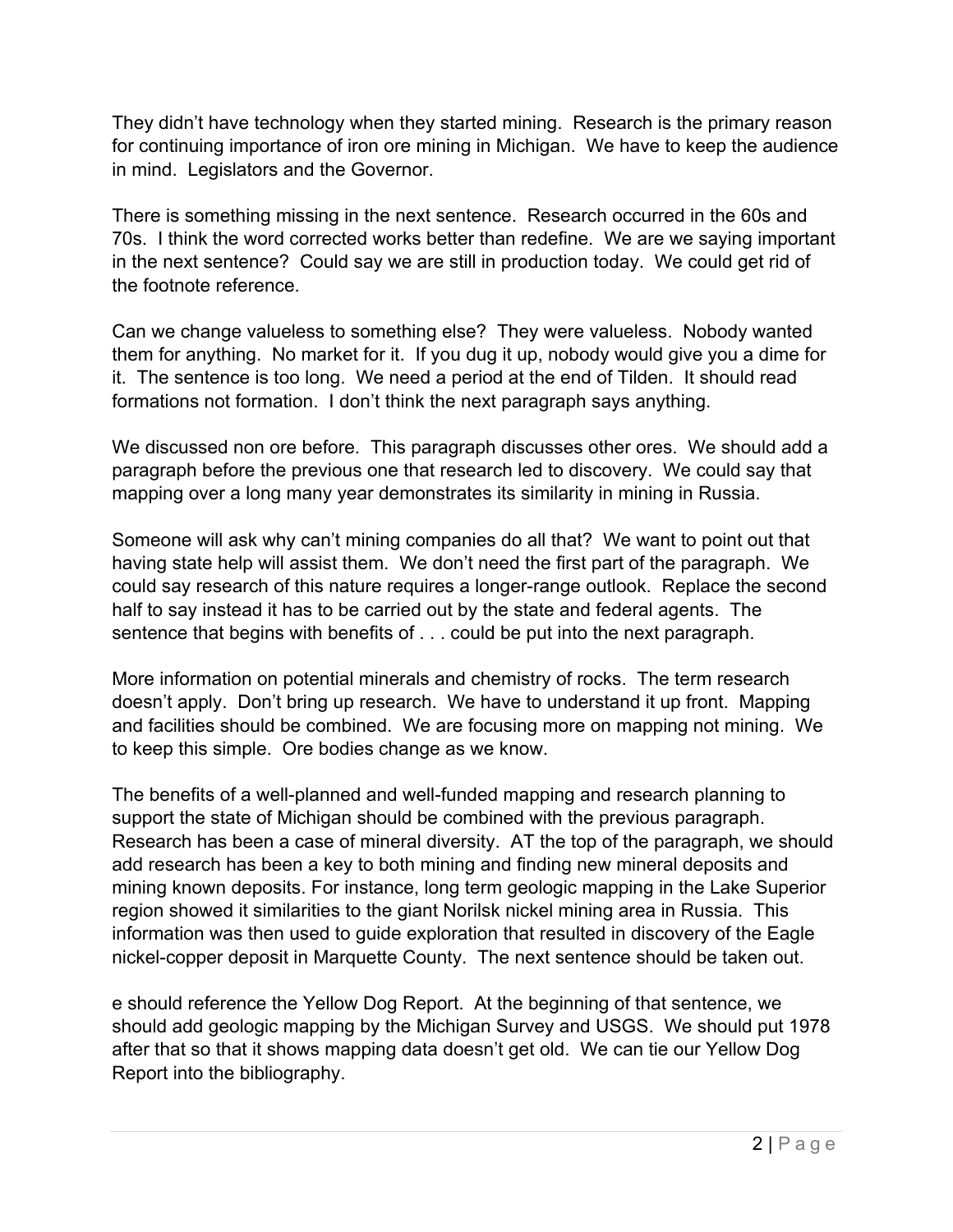They didn't have technology when they started mining. Research is the primary reason for continuing importance of iron ore mining in Michigan. We have to keep the audience in mind. Legislators and the Governor.

There is something missing in the next sentence. Research occurred in the 60s and 70s. I think the word corrected works better than redefine. We are we saying important in the next sentence? Could say we are still in production today. We could get rid of the footnote reference.

Can we change valueless to something else? They were valueless. Nobody wanted them for anything. No market for it. If you dug it up, nobody would give you a dime for it. The sentence is too long. We need a period at the end of Tilden. It should read formations not formation. I don't think the next paragraph says anything.

We discussed non ore before. This paragraph discusses other ores. We should add a paragraph before the previous one that research led to discovery. We could say that mapping over a long many year demonstrates its similarity in mining in Russia.

Someone will ask why can't mining companies do all that? We want to point out that having state help will assist them. We don't need the first part of the paragraph. We could say research of this nature requires a longer-range outlook. Replace the second half to say instead it has to be carried out by the state and federal agents. The sentence that begins with benefits of . . . could be put into the next paragraph.

More information on potential minerals and chemistry of rocks. The term research doesn't apply. Don't bring up research. We have to understand it up front. Mapping and facilities should be combined. We are focusing more on mapping not mining. We to keep this simple. Ore bodies change as we know.

The benefits of a well-planned and well-funded mapping and research planning to support the state of Michigan should be combined with the previous paragraph. Research has been a case of mineral diversity. AT the top of the paragraph, we should add research has been a key to both mining and finding new mineral deposits and mining known deposits. For instance, long term geologic mapping in the Lake Superior region showed it similarities to the giant Norilsk nickel mining area in Russia. This information was then used to guide exploration that resulted in discovery of the Eagle nickel-copper deposit in Marquette County. The next sentence should be taken out.

e should reference the Yellow Dog Report. At the beginning of that sentence, we should add geologic mapping by the Michigan Survey and USGS. We should put 1978 after that so that it shows mapping data doesn't get old. We can tie our Yellow Dog Report into the bibliography.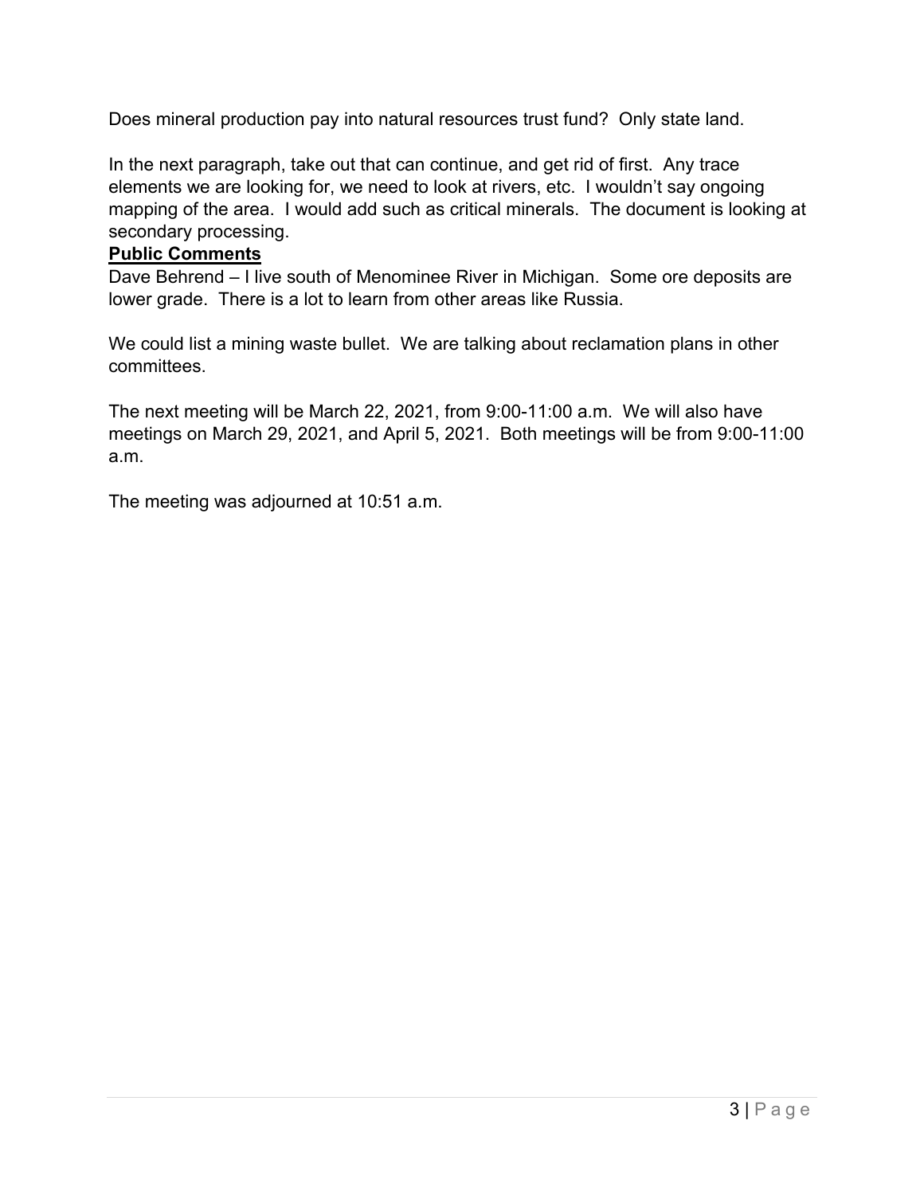Does mineral production pay into natural resources trust fund? Only state land.

In the next paragraph, take out that can continue, and get rid of first. Any trace elements we are looking for, we need to look at rivers, etc. I wouldn't say ongoing mapping of the area. I would add such as critical minerals. The document is looking at secondary processing.

**Public Comments**

Dave Behrend – I live south of Menominee River in Michigan. Some ore deposits are lower grade. There is a lot to learn from other areas like Russia.

We could list a mining waste bullet. We are talking about reclamation plans in other committees.

The next meeting will be March 22, 2021, from 9:00-11:00 a.m. We will also have meetings on March 29, 2021, and April 5, 2021. Both meetings will be from 9:00-11:00 a.m.

The meeting was adjourned at 10:51 a.m.